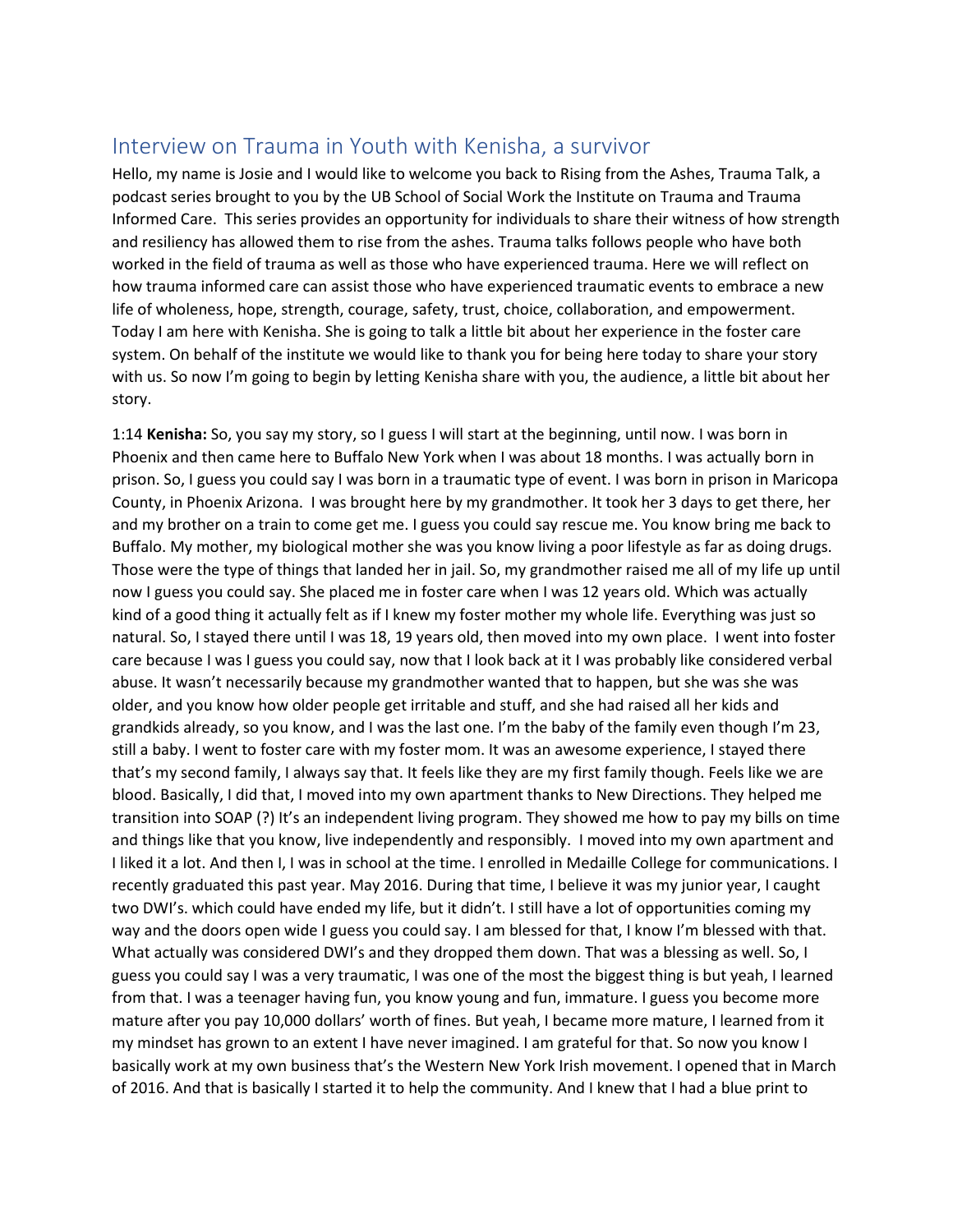## Interview on Trauma in Youth with Kenisha, a survivor

Hello, my name is Josie and I would like to welcome you back to Rising from the Ashes, Trauma Talk, a podcast series brought to you by the UB School of Social Work the Institute on Trauma and Trauma Informed Care. This series provides an opportunity for individuals to share their witness of how strength and resiliency has allowed them to rise from the ashes. Trauma talks follows people who have both worked in the field of trauma as well as those who have experienced trauma. Here we will reflect on how trauma informed care can assist those who have experienced traumatic events to embrace a new life of wholeness, hope, strength, courage, safety, trust, choice, collaboration, and empowerment. Today I am here with Kenisha. She is going to talk a little bit about her experience in the foster care system. On behalf of the institute we would like to thank you for being here today to share your story with us. So now I'm going to begin by letting Kenisha share with you, the audience, a little bit about her story.

1:14 **Kenisha:** So, you say my story, so I guess I will start at the beginning, until now. I was born in Phoenix and then came here to Buffalo New York when I was about 18 months. I was actually born in prison. So, I guess you could say I was born in a traumatic type of event. I was born in prison in Maricopa County, in Phoenix Arizona. I was brought here by my grandmother. It took her 3 days to get there, her and my brother on a train to come get me. I guess you could say rescue me. You know bring me back to Buffalo. My mother, my biological mother she was you know living a poor lifestyle as far as doing drugs. Those were the type of things that landed her in jail. So, my grandmother raised me all of my life up until now I guess you could say. She placed me in foster care when I was 12 years old. Which was actually kind of a good thing it actually felt as if I knew my foster mother my whole life. Everything was just so natural. So, I stayed there until I was 18, 19 years old, then moved into my own place. I went into foster care because I was I guess you could say, now that I look back at it I was probably like considered verbal abuse. It wasn't necessarily because my grandmother wanted that to happen, but she was she was older, and you know how older people get irritable and stuff, and she had raised all her kids and grandkids already, so you know, and I was the last one. I'm the baby of the family even though I'm 23, still a baby. I went to foster care with my foster mom. It was an awesome experience, I stayed there that's my second family, I always say that. It feels like they are my first family though. Feels like we are blood. Basically, I did that, I moved into my own apartment thanks to New Directions. They helped me transition into SOAP (?) It's an independent living program. They showed me how to pay my bills on time and things like that you know, live independently and responsibly. I moved into my own apartment and I liked it a lot. And then I, I was in school at the time. I enrolled in Medaille College for communications. I recently graduated this past year. May 2016. During that time, I believe it was my junior year, I caught two DWI's. which could have ended my life, but it didn't. I still have a lot of opportunities coming my way and the doors open wide I guess you could say. I am blessed for that, I know I'm blessed with that. What actually was considered DWI's and they dropped them down. That was a blessing as well. So, I guess you could say I was a very traumatic, I was one of the most the biggest thing is but yeah, I learned from that. I was a teenager having fun, you know young and fun, immature. I guess you become more mature after you pay 10,000 dollars' worth of fines. But yeah, I became more mature, I learned from it my mindset has grown to an extent I have never imagined. I am grateful for that. So now you know I basically work at my own business that's the Western New York Irish movement. I opened that in March of 2016. And that is basically I started it to help the community. And I knew that I had a blue print to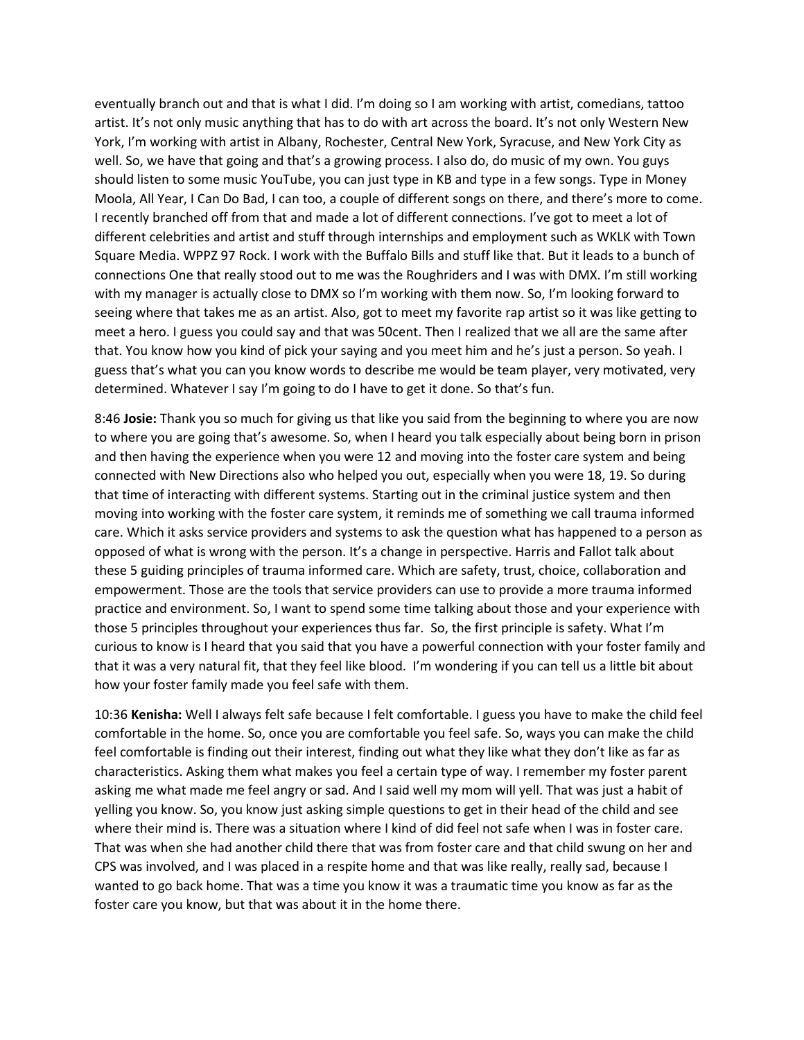eventually branch out and that is what I did. I'm doing so I am working with artist, comedians, tattoo artist. It's not only music anything that has to do with art across the board. It's not only Western New York, I'm working with artist in Albany, Rochester, Central New York, Syracuse, and New York City as well. So, we have that going and that's a growing process. I also do, do music of my own. You guys should listen to some music YouTube, you can just type in KB and type in a few songs. Type in Money Moola, All Year, I Can Do Bad, I can too, a couple of different songs on there, and there's more to come. I recently branched off from that and made a lot of different connections. I've got to meet a lot of different celebrities and artist and stuff through internships and employment such as WKLK with Town Square Media. WPPZ 97 Rock. I work with the Buffalo Bills and stuff like that. But it leads to a bunch of connections One that really stood out to me was the Roughriders and I was with DMX. I'm still working with my manager is actually close to DMX so I'm working with them now. So, I'm looking forward to seeing where that takes me as an artist. Also, got to meet my favorite rap artist so it was like getting to meet a hero. I guess you could say and that was 50cent. Then I realized that we all are the same after that. You know how you kind of pick your saying and you meet him and he's just a person. So yeah. I guess that's what you can you know words to describe me would be team player, very motivated, very determined. Whatever I say I'm going to do I have to get it done. So that's fun.

8:46 **Josie:** Thank you so much for giving us that like you said from the beginning to where you are now to where you are going that's awesome. So, when I heard you talk especially about being born in prison and then having the experience when you were 12 and moving into the foster care system and being connected with New Directions also who helped you out, especially when you were 18, 19. So during that time of interacting with different systems. Starting out in the criminal justice system and then moving into working with the foster care system, it reminds me of something we call trauma informed care. Which it asks service providers and systems to ask the question what has happened to a person as opposed of what is wrong with the person. It's a change in perspective. Harris and Fallot talk about these 5 guiding principles of trauma informed care. Which are safety, trust, choice, collaboration and empowerment. Those are the tools that service providers can use to provide a more trauma informed practice and environment. So, I want to spend some time talking about those and your experience with those 5 principles throughout your experiences thus far. So, the first principle is safety. What I'm curious to know is I heard that you said that you have a powerful connection with your foster family and that it was a very natural fit, that they feel like blood. I'm wondering if you can tell us a little bit about how your foster family made you feel safe with them.

10:36 **Kenisha:** Well I always felt safe because I felt comfortable. I guess you have to make the child feel comfortable in the home. So, once you are comfortable you feel safe. So, ways you can make the child feel comfortable is finding out their interest, finding out what they like what they don't like as far as characteristics. Asking them what makes you feel a certain type of way. I remember my foster parent asking me what made me feel angry or sad. And I said well my mom will yell. That was just a habit of yelling you know. So, you know just asking simple questions to get in their head of the child and see where their mind is. There was a situation where I kind of did feel not safe when I was in foster care. That was when she had another child there that was from foster care and that child swung on her and CPS was involved, and I was placed in a respite home and that was like really, really sad, because I wanted to go back home. That was a time you know it was a traumatic time you know as far as the foster care you know, but that was about it in the home there.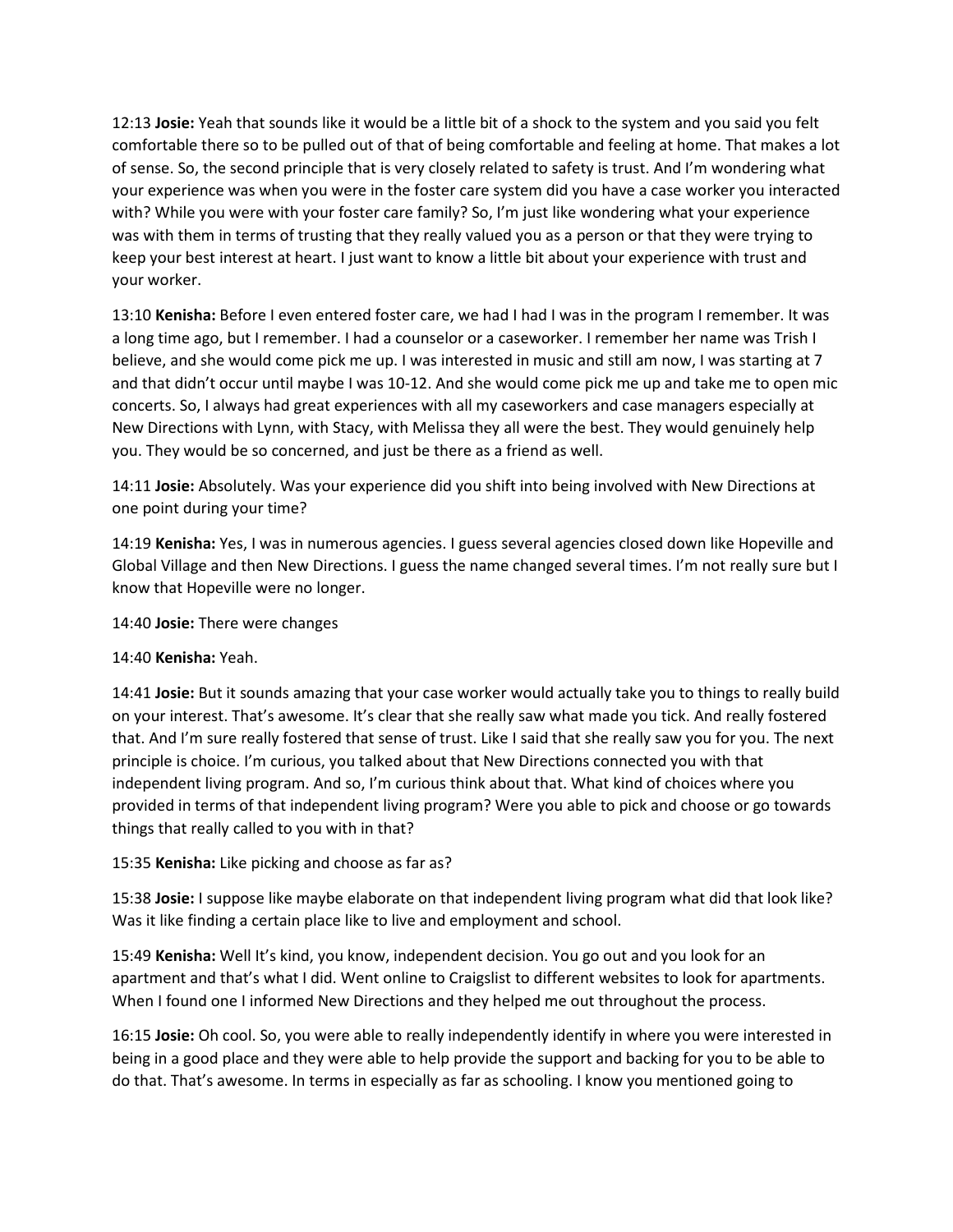12:13 **Josie:** Yeah that sounds like it would be a little bit of a shock to the system and you said you felt comfortable there so to be pulled out of that of being comfortable and feeling at home. That makes a lot of sense. So, the second principle that is very closely related to safety is trust. And I'm wondering what your experience was when you were in the foster care system did you have a case worker you interacted with? While you were with your foster care family? So, I'm just like wondering what your experience was with them in terms of trusting that they really valued you as a person or that they were trying to keep your best interest at heart. I just want to know a little bit about your experience with trust and your worker.

13:10 **Kenisha:** Before I even entered foster care, we had I had I was in the program I remember. It was a long time ago, but I remember. I had a counselor or a caseworker. I remember her name was Trish I believe, and she would come pick me up. I was interested in music and still am now, I was starting at 7 and that didn't occur until maybe I was 10-12. And she would come pick me up and take me to open mic concerts. So, I always had great experiences with all my caseworkers and case managers especially at New Directions with Lynn, with Stacy, with Melissa they all were the best. They would genuinely help you. They would be so concerned, and just be there as a friend as well.

14:11 **Josie:** Absolutely. Was your experience did you shift into being involved with New Directions at one point during your time?

14:19 **Kenisha:** Yes, I was in numerous agencies. I guess several agencies closed down like Hopeville and Global Village and then New Directions. I guess the name changed several times. I'm not really sure but I know that Hopeville were no longer.

14:40 **Josie:** There were changes

14:40 **Kenisha:** Yeah.

14:41 **Josie:** But it sounds amazing that your case worker would actually take you to things to really build on your interest. That's awesome. It's clear that she really saw what made you tick. And really fostered that. And I'm sure really fostered that sense of trust. Like I said that she really saw you for you. The next principle is choice. I'm curious, you talked about that New Directions connected you with that independent living program. And so, I'm curious think about that. What kind of choices where you provided in terms of that independent living program? Were you able to pick and choose or go towards things that really called to you with in that?

15:35 **Kenisha:** Like picking and choose as far as?

15:38 **Josie:** I suppose like maybe elaborate on that independent living program what did that look like? Was it like finding a certain place like to live and employment and school.

15:49 **Kenisha:** Well It's kind, you know, independent decision. You go out and you look for an apartment and that's what I did. Went online to Craigslist to different websites to look for apartments. When I found one I informed New Directions and they helped me out throughout the process.

16:15 **Josie:** Oh cool. So, you were able to really independently identify in where you were interested in being in a good place and they were able to help provide the support and backing for you to be able to do that. That's awesome. In terms in especially as far as schooling. I know you mentioned going to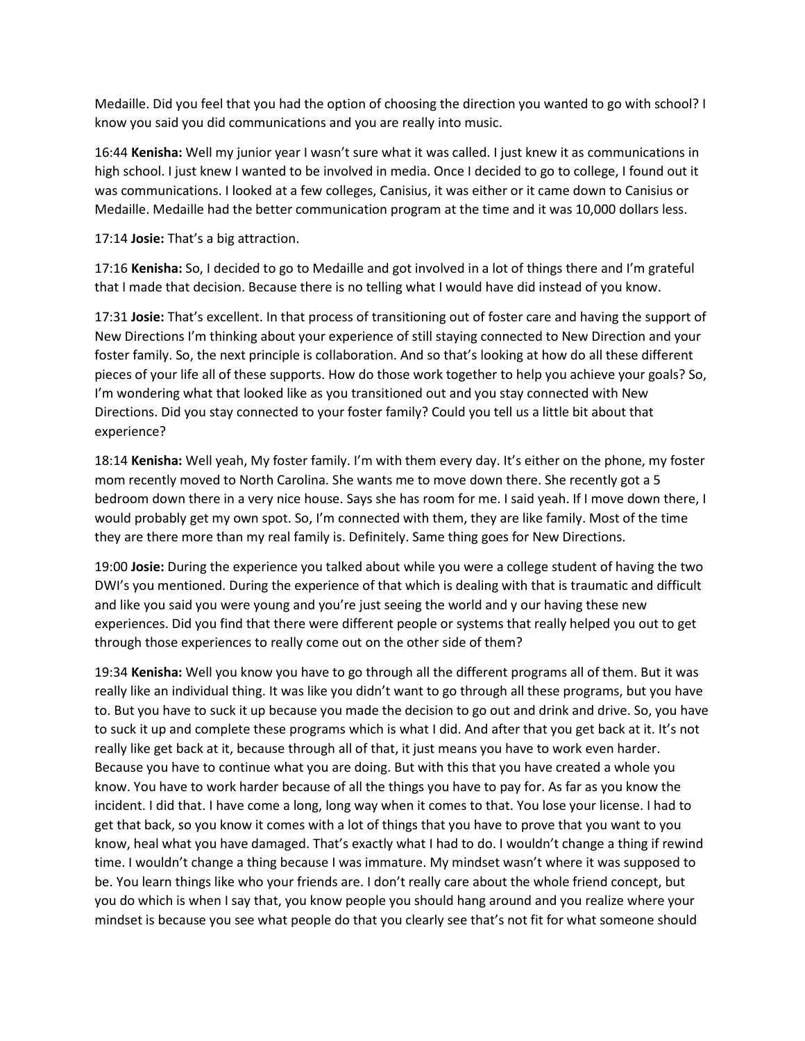Medaille. Did you feel that you had the option of choosing the direction you wanted to go with school? I know you said you did communications and you are really into music.

16:44 **Kenisha:** Well my junior year I wasn't sure what it was called. I just knew it as communications in high school. I just knew I wanted to be involved in media. Once I decided to go to college, I found out it was communications. I looked at a few colleges, Canisius, it was either or it came down to Canisius or Medaille. Medaille had the better communication program at the time and it was 10,000 dollars less.

17:14 **Josie:** That's a big attraction.

17:16 **Kenisha:** So, I decided to go to Medaille and got involved in a lot of things there and I'm grateful that I made that decision. Because there is no telling what I would have did instead of you know.

17:31 **Josie:** That's excellent. In that process of transitioning out of foster care and having the support of New Directions I'm thinking about your experience of still staying connected to New Direction and your foster family. So, the next principle is collaboration. And so that's looking at how do all these different pieces of your life all of these supports. How do those work together to help you achieve your goals? So, I'm wondering what that looked like as you transitioned out and you stay connected with New Directions. Did you stay connected to your foster family? Could you tell us a little bit about that experience?

18:14 **Kenisha:** Well yeah, My foster family. I'm with them every day. It's either on the phone, my foster mom recently moved to North Carolina. She wants me to move down there. She recently got a 5 bedroom down there in a very nice house. Says she has room for me. I said yeah. If I move down there, I would probably get my own spot. So, I'm connected with them, they are like family. Most of the time they are there more than my real family is. Definitely. Same thing goes for New Directions.

19:00 **Josie:** During the experience you talked about while you were a college student of having the two DWI's you mentioned. During the experience of that which is dealing with that is traumatic and difficult and like you said you were young and you're just seeing the world and y our having these new experiences. Did you find that there were different people or systems that really helped you out to get through those experiences to really come out on the other side of them?

19:34 **Kenisha:** Well you know you have to go through all the different programs all of them. But it was really like an individual thing. It was like you didn't want to go through all these programs, but you have to. But you have to suck it up because you made the decision to go out and drink and drive. So, you have to suck it up and complete these programs which is what I did. And after that you get back at it. It's not really like get back at it, because through all of that, it just means you have to work even harder. Because you have to continue what you are doing. But with this that you have created a whole you know. You have to work harder because of all the things you have to pay for. As far as you know the incident. I did that. I have come a long, long way when it comes to that. You lose your license. I had to get that back, so you know it comes with a lot of things that you have to prove that you want to you know, heal what you have damaged. That's exactly what I had to do. I wouldn't change a thing if rewind time. I wouldn't change a thing because I was immature. My mindset wasn't where it was supposed to be. You learn things like who your friends are. I don't really care about the whole friend concept, but you do which is when I say that, you know people you should hang around and you realize where your mindset is because you see what people do that you clearly see that's not fit for what someone should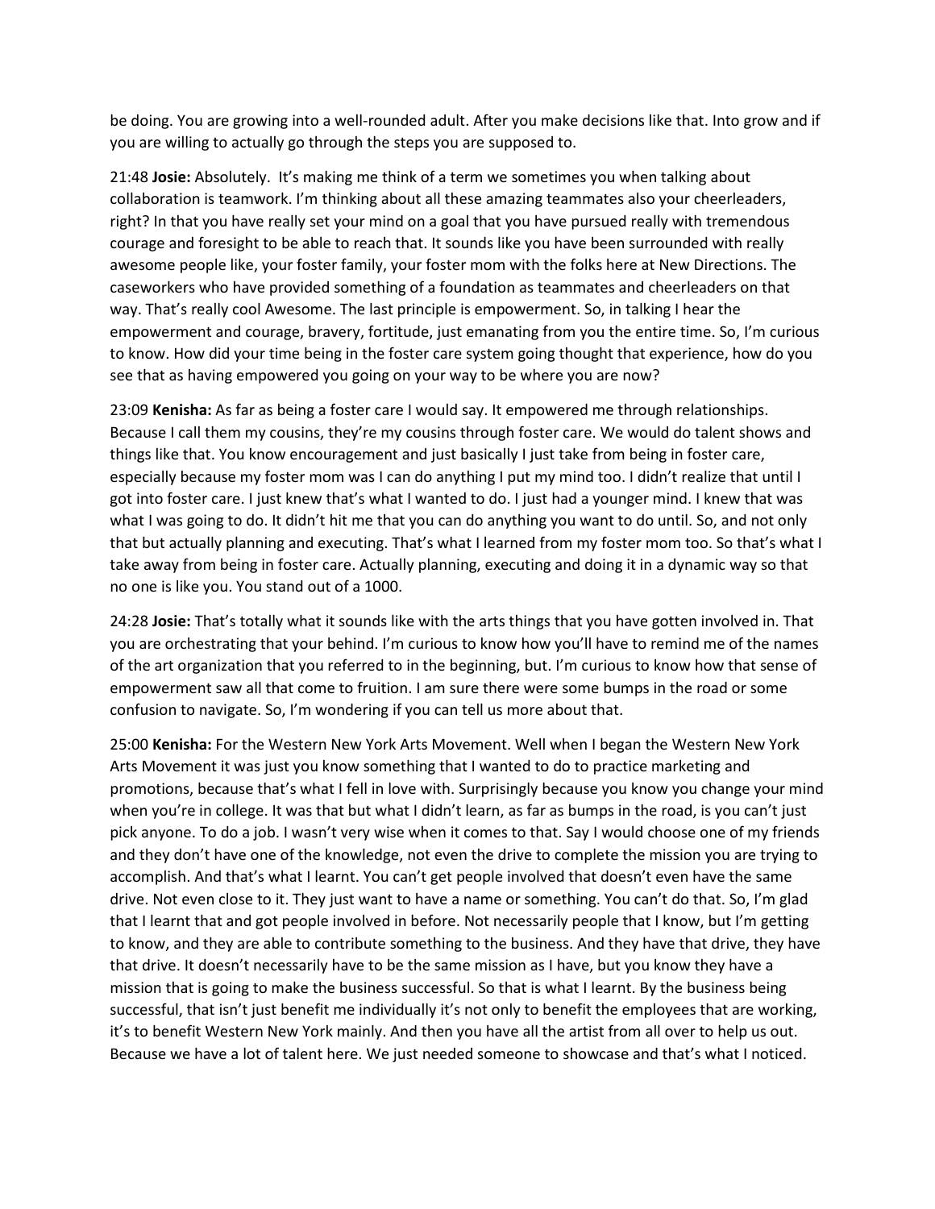be doing. You are growing into a well-rounded adult. After you make decisions like that. Into grow and if you are willing to actually go through the steps you are supposed to.

21:48 **Josie:** Absolutely.  It's making me think of a term we sometimes you when talking about collaboration is teamwork. I'm thinking about all these amazing teammates also your cheerleaders, right? In that you have really set your mind on a goal that you have pursued really with tremendous courage and foresight to be able to reach that. It sounds like you have been surrounded with really awesome people like, your foster family, your foster mom with the folks here at New Directions. The caseworkers who have provided something of a foundation as teammates and cheerleaders on that way. That's really cool Awesome. The last principle is empowerment. So, in talking I hear the empowerment and courage, bravery, fortitude, just emanating from you the entire time. So, I'm curious to know. How did your time being in the foster care system going thought that experience, how do you see that as having empowered you going on your way to be where you are now?

23:09 **Kenisha:** As far as being a foster care I would say. It empowered me through relationships. Because I call them my cousins, they're my cousins through foster care. We would do talent shows and things like that. You know encouragement and just basically I just take from being in foster care, especially because my foster mom was I can do anything I put my mind too. I didn't realize that until I got into foster care. I just knew that's what I wanted to do. I just had a younger mind. I knew that was what I was going to do. It didn't hit me that you can do anything you want to do until. So, and not only that but actually planning and executing. That's what I learned from my foster mom too. So that's what I take away from being in foster care. Actually planning, executing and doing it in a dynamic way so that no one is like you. You stand out of a 1000.

24:28 **Josie:** That's totally what it sounds like with the arts things that you have gotten involved in. That you are orchestrating that your behind. I'm curious to know how you'll have to remind me of the names of the art organization that you referred to in the beginning, but. I'm curious to know how that sense of empowerment saw all that come to fruition. I am sure there were some bumps in the road or some confusion to navigate. So, I'm wondering if you can tell us more about that.

25:00 **Kenisha:** For the Western New York Arts Movement. Well when I began the Western New York Arts Movement it was just you know something that I wanted to do to practice marketing and promotions, because that's what I fell in love with. Surprisingly because you know you change your mind when you're in college. It was that but what I didn't learn, as far as bumps in the road, is you can't just pick anyone. To do a job. I wasn't very wise when it comes to that. Say I would choose one of my friends and they don't have one of the knowledge, not even the drive to complete the mission you are trying to accomplish. And that's what I learnt. You can't get people involved that doesn't even have the same drive. Not even close to it. They just want to have a name or something. You can't do that. So, I'm glad that I learnt that and got people involved in before. Not necessarily people that I know, but I'm getting to know, and they are able to contribute something to the business. And they have that drive, they have that drive. It doesn't necessarily have to be the same mission as I have, but you know they have a mission that is going to make the business successful. So that is what I learnt. By the business being successful, that isn't just benefit me individually it's not only to benefit the employees that are working, it's to benefit Western New York mainly. And then you have all the artist from all over to help us out. Because we have a lot of talent here. We just needed someone to showcase and that's what I noticed.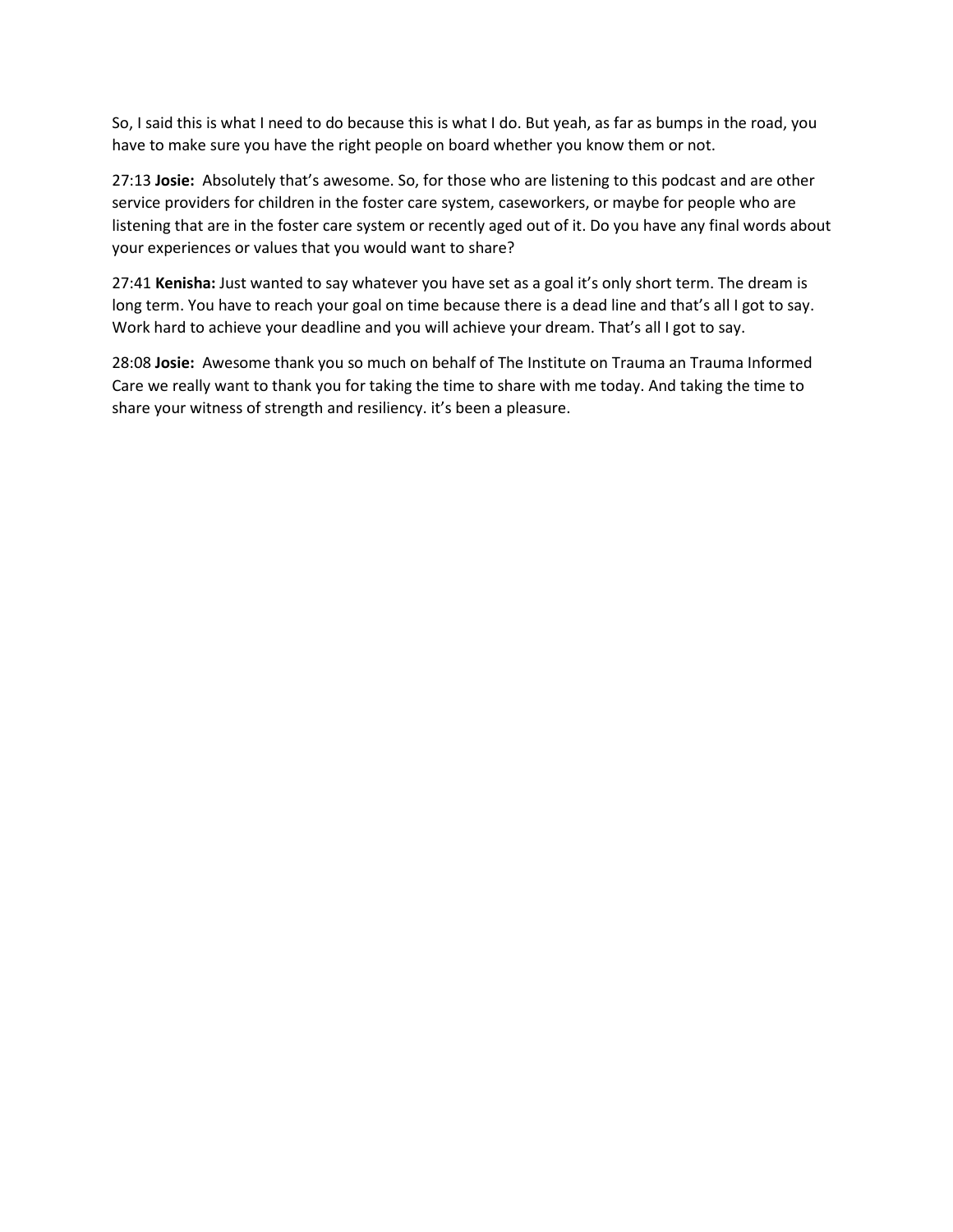So, I said this is what I need to do because this is what I do. But yeah, as far as bumps in the road, you have to make sure you have the right people on board whether you know them or not.

27:13 **Josie:** Absolutely that's awesome. So, for those who are listening to this podcast and are other service providers for children in the foster care system, caseworkers, or maybe for people who are listening that are in the foster care system or recently aged out of it. Do you have any final words about your experiences or values that you would want to share?

27:41 **Kenisha:** Just wanted to say whatever you have set as a goal it's only short term. The dream is long term. You have to reach your goal on time because there is a dead line and that's all I got to say. Work hard to achieve your deadline and you will achieve your dream. That's all I got to say.

28:08 **Josie:** Awesome thank you so much on behalf of The Institute on Trauma an Trauma Informed Care we really want to thank you for taking the time to share with me today. And taking the time to share your witness of strength and resiliency. it's been a pleasure.